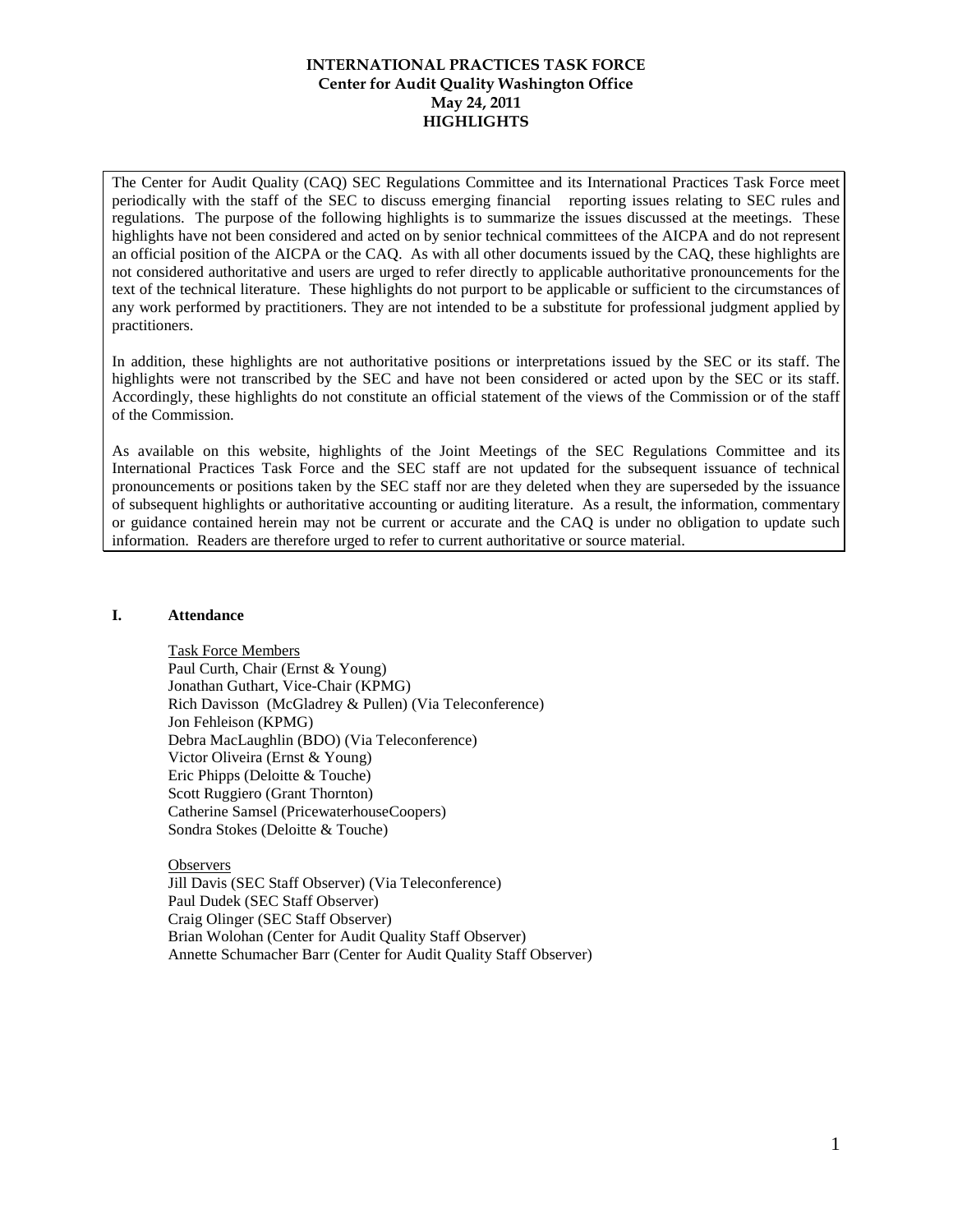# INTERNATIONAL PRACTICES TASK FORCE
## Center for Audit Quality Washington Office
## May 24, 2011
## HIGHLIGHTS

The Center for Audit Quality (CAQ) SEC Regulations Committee and its International Practices Task Force meet periodically with the staff of the SEC to discuss emerging financial reporting issues relating to SEC rules and regulations. The purpose of the following highlights is to summarize the issues discussed at the meetings. These highlights have not been considered and acted on by senior technical committees of the AICPA and do not represent an official position of the AICPA or the CAQ. As with all other documents issued by the CAQ, these highlights are not considered authoritative and users are urged to refer directly to applicable authoritative pronouncements for the text of the technical literature. These highlights do not purport to be applicable or sufficient to the circumstances of any work performed by practitioners. They are not intended to be a substitute for professional judgment applied by practitioners.

In addition, these highlights are not authoritative positions or interpretations issued by the SEC or its staff. The highlights were not transcribed by the SEC and have not been considered or acted upon by the SEC or its staff. Accordingly, these highlights do not constitute an official statement of the views of the Commission or of the staff of the Commission.

As available on this website, highlights of the Joint Meetings of the SEC Regulations Committee and its International Practices Task Force and the SEC staff are not updated for the subsequent issuance of technical pronouncements or positions taken by the SEC staff nor are they deleted when they are superseded by the issuance of subsequent highlights or authoritative accounting or auditing literature. As a result, the information, commentary or guidance contained herein may not be current or accurate and the CAQ is under no obligation to update such information. Readers are therefore urged to refer to current authoritative or source material.

## I. Attendance

Task Force Members
Paul Curth, Chair (Ernst & Young)
Jonathan Guthart, Vice-Chair (KPMG)
Rich Davisson (McGladrey & Pullen) (Via Teleconference)
Jon Fehleison (KPMG)
Debra MacLaughlin (BDO) (Via Teleconference)
Victor Oliveira (Ernst & Young)
Eric Phipps (Deloitte & Touche)
Scott Ruggiero (Grant Thornton)
Catherine Samsel (PricewaterhouseCoopers)
Sondra Stokes (Deloitte & Touche)

Observers
Jill Davis (SEC Staff Observer) (Via Teleconference)
Paul Dudek (SEC Staff Observer)
Craig Olinger (SEC Staff Observer)
Brian Wolohan (Center for Audit Quality Staff Observer)
Annette Schumacher Barr (Center for Audit Quality Staff Observer)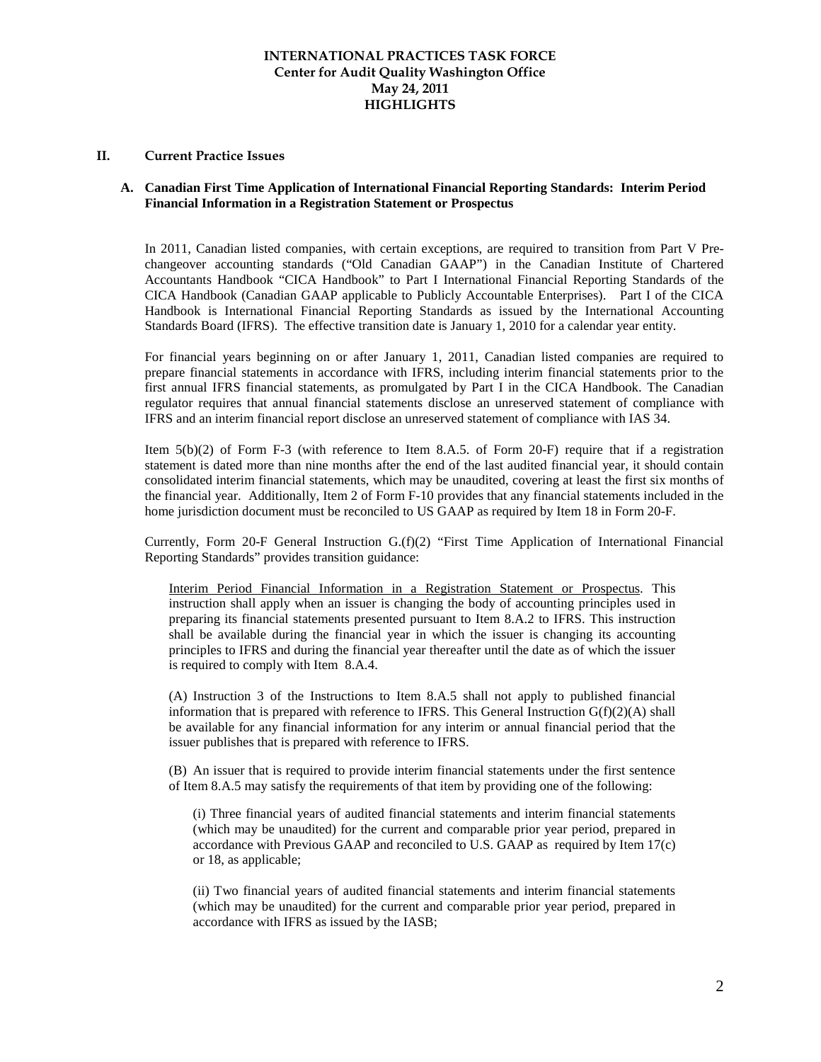**INTERNATIONAL PRACTICES TASK FORCE**
**Center for Audit Quality Washington Office**
**May 24, 2011**
**HIGHLIGHTS**

## II. Current Practice Issues

### A. Canadian First Time Application of International Financial Reporting Standards: Interim Period Financial Information in a Registration Statement or Prospectus

In 2011, Canadian listed companies, with certain exceptions, are required to transition from Part V Pre-changeover accounting standards ("Old Canadian GAAP") in the Canadian Institute of Chartered Accountants Handbook "CICA Handbook" to Part I International Financial Reporting Standards of the CICA Handbook (Canadian GAAP applicable to Publicly Accountable Enterprises). Part I of the CICA Handbook is International Financial Reporting Standards as issued by the International Accounting Standards Board (IFRS). The effective transition date is January 1, 2010 for a calendar year entity.

For financial years beginning on or after January 1, 2011, Canadian listed companies are required to prepare financial statements in accordance with IFRS, including interim financial statements prior to the first annual IFRS financial statements, as promulgated by Part I in the CICA Handbook. The Canadian regulator requires that annual financial statements disclose an unreserved statement of compliance with IFRS and an interim financial report disclose an unreserved statement of compliance with IAS 34.

Item 5(b)(2) of Form F-3 (with reference to Item 8.A.5. of Form 20-F) require that if a registration statement is dated more than nine months after the end of the last audited financial year, it should contain consolidated interim financial statements, which may be unaudited, covering at least the first six months of the financial year. Additionally, Item 2 of Form F-10 provides that any financial statements included in the home jurisdiction document must be reconciled to US GAAP as required by Item 18 in Form 20-F.

Currently, Form 20-F General Instruction G.(f)(2) "First Time Application of International Financial Reporting Standards" provides transition guidance:

> Interim Period Financial Information in a Registration Statement or Prospectus. This instruction shall apply when an issuer is changing the body of accounting principles used in preparing its financial statements presented pursuant to Item 8.A.2 to IFRS. This instruction shall be available during the financial year in which the issuer is changing its accounting principles to IFRS and during the financial year thereafter until the date as of which the issuer is required to comply with Item 8.A.4.
>
> (A) Instruction 3 of the Instructions to Item 8.A.5 shall not apply to published financial information that is prepared with reference to IFRS. This General Instruction G(f)(2)(A) shall be available for any financial information for any interim or annual financial period that the issuer publishes that is prepared with reference to IFRS.
>
> (B) An issuer that is required to provide interim financial statements under the first sentence of Item 8.A.5 may satisfy the requirements of that item by providing one of the following:
>
> > (i) Three financial years of audited financial statements and interim financial statements (which may be unaudited) for the current and comparable prior year period, prepared in accordance with Previous GAAP and reconciled to U.S. GAAP as required by Item 17(c) or 18, as applicable;
> >
> > (ii) Two financial years of audited financial statements and interim financial statements (which may be unaudited) for the current and comparable prior year period, prepared in accordance with IFRS as issued by the IASB;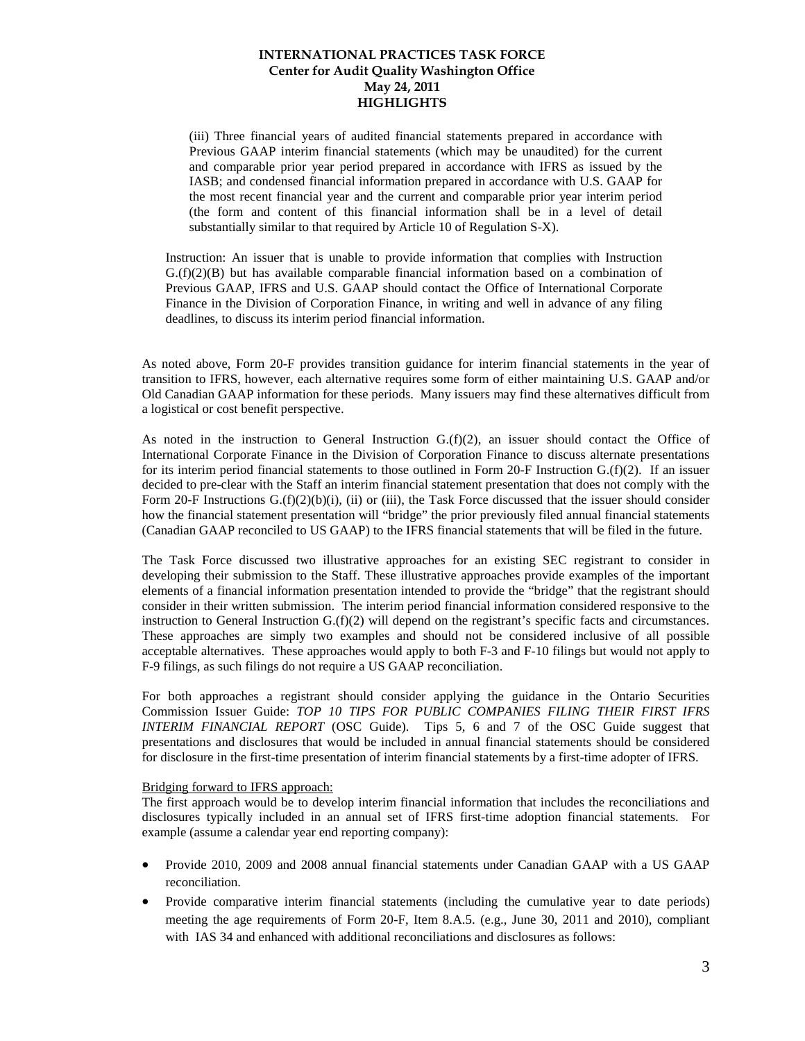(iii) Three financial years of audited financial statements prepared in accordance with Previous GAAP interim financial statements (which may be unaudited) for the current and comparable prior year period prepared in accordance with IFRS as issued by the IASB; and condensed financial information prepared in accordance with U.S. GAAP for the most recent financial year and the current and comparable prior year interim period (the form and content of this financial information shall be in a level of detail substantially similar to that required by Article 10 of Regulation S-X).

Instruction: An issuer that is unable to provide information that complies with Instruction G.(f)(2)(B) but has available comparable financial information based on a combination of Previous GAAP, IFRS and U.S. GAAP should contact the Office of International Corporate Finance in the Division of Corporation Finance, in writing and well in advance of any filing deadlines, to discuss its interim period financial information.

As noted above, Form 20-F provides transition guidance for interim financial statements in the year of transition to IFRS, however, each alternative requires some form of either maintaining U.S. GAAP and/or Old Canadian GAAP information for these periods. Many issuers may find these alternatives difficult from a logistical or cost benefit perspective.

As noted in the instruction to General Instruction G.(f)(2), an issuer should contact the Office of International Corporate Finance in the Division of Corporation Finance to discuss alternate presentations for its interim period financial statements to those outlined in Form 20-F Instruction G.(f)(2). If an issuer decided to pre-clear with the Staff an interim financial statement presentation that does not comply with the Form 20-F Instructions G.(f)(2)(b)(i), (ii) or (iii), the Task Force discussed that the issuer should consider how the financial statement presentation will "bridge" the prior previously filed annual financial statements (Canadian GAAP reconciled to US GAAP) to the IFRS financial statements that will be filed in the future.

The Task Force discussed two illustrative approaches for an existing SEC registrant to consider in developing their submission to the Staff. These illustrative approaches provide examples of the important elements of a financial information presentation intended to provide the "bridge" that the registrant should consider in their written submission. The interim period financial information considered responsive to the instruction to General Instruction G.(f)(2) will depend on the registrant's specific facts and circumstances. These approaches are simply two examples and should not be considered inclusive of all possible acceptable alternatives. These approaches would apply to both F-3 and F-10 filings but would not apply to F-9 filings, as such filings do not require a US GAAP reconciliation.

For both approaches a registrant should consider applying the guidance in the Ontario Securities Commission Issuer Guide: *TOP 10 TIPS FOR PUBLIC COMPANIES FILING THEIR FIRST IFRS INTERIM FINANCIAL REPORT* (OSC Guide). Tips 5, 6 and 7 of the OSC Guide suggest that presentations and disclosures that would be included in annual financial statements should be considered for disclosure in the first-time presentation of interim financial statements by a first-time adopter of IFRS.

Bridging forward to IFRS approach:

The first approach would be to develop interim financial information that includes the reconciliations and disclosures typically included in an annual set of IFRS first-time adoption financial statements. For example (assume a calendar year end reporting company):

- Provide 2010, 2009 and 2008 annual financial statements under Canadian GAAP with a US GAAP reconciliation.
- Provide comparative interim financial statements (including the cumulative year to date periods) meeting the age requirements of Form 20-F, Item 8.A.5. (e.g., June 30, 2011 and 2010), compliant with IAS 34 and enhanced with additional reconciliations and disclosures as follows: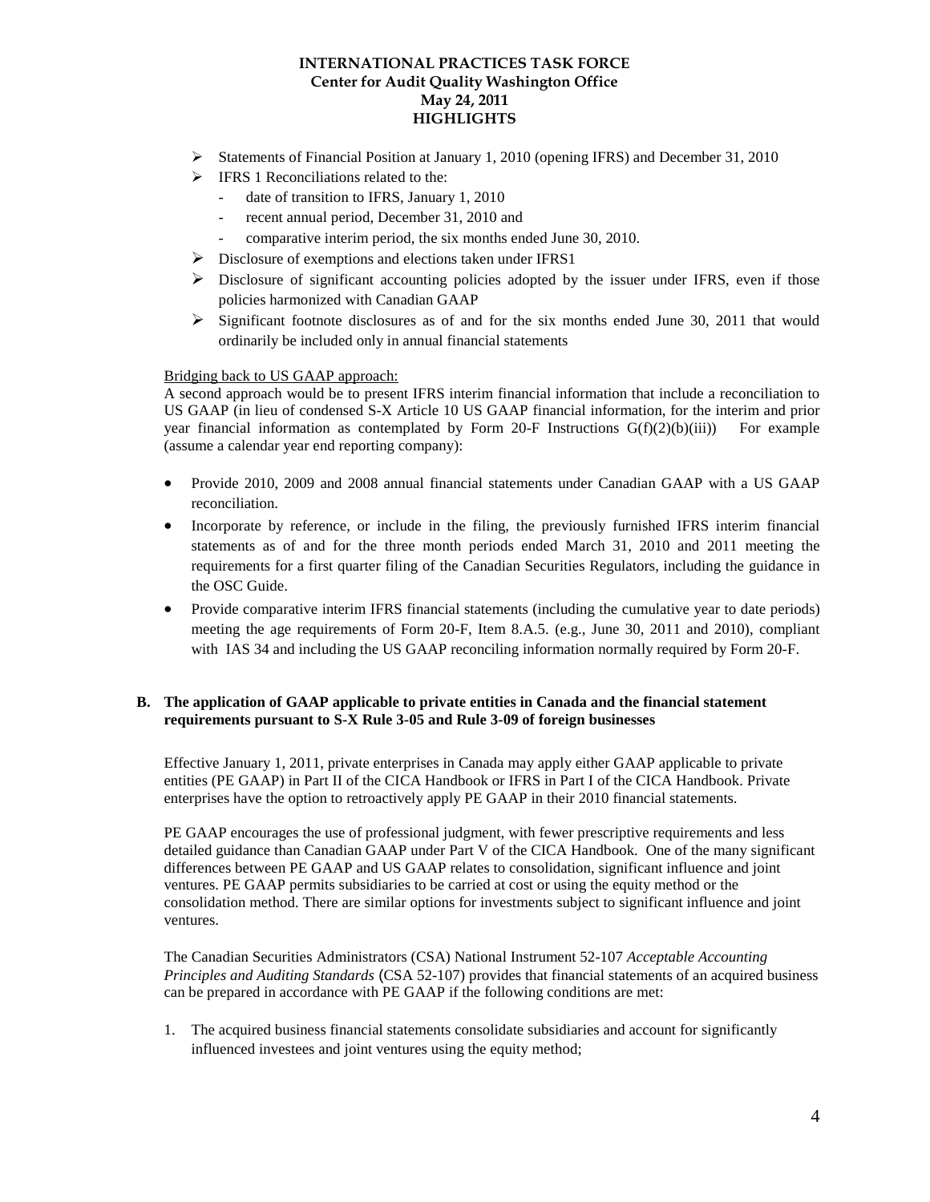- Statements of Financial Position at January 1, 2010 (opening IFRS) and December 31, 2010
- IFRS 1 Reconciliations related to the:
  - date of transition to IFRS, January 1, 2010
  - recent annual period, December 31, 2010 and
  - comparative interim period, the six months ended June 30, 2010.
- Disclosure of exemptions and elections taken under IFRS1
- Disclosure of significant accounting policies adopted by the issuer under IFRS, even if those policies harmonized with Canadian GAAP
- Significant footnote disclosures as of and for the six months ended June 30, 2011 that would ordinarily be included only in annual financial statements

Bridging back to US GAAP approach:

A second approach would be to present IFRS interim financial information that include a reconciliation to US GAAP (in lieu of condensed S-X Article 10 US GAAP financial information, for the interim and prior year financial information as contemplated by Form 20-F Instructions G(f)(2)(b)(iii)) For example (assume a calendar year end reporting company):

- Provide 2010, 2009 and 2008 annual financial statements under Canadian GAAP with a US GAAP reconciliation.
- Incorporate by reference, or include in the filing, the previously furnished IFRS interim financial statements as of and for the three month periods ended March 31, 2010 and 2011 meeting the requirements for a first quarter filing of the Canadian Securities Regulators, including the guidance in the OSC Guide.
- Provide comparative interim IFRS financial statements (including the cumulative year to date periods) meeting the age requirements of Form 20-F, Item 8.A.5. (e.g., June 30, 2011 and 2010), compliant with IAS 34 and including the US GAAP reconciling information normally required by Form 20-F.

## B. The application of GAAP applicable to private entities in Canada and the financial statement requirements pursuant to S-X Rule 3-05 and Rule 3-09 of foreign businesses

Effective January 1, 2011, private enterprises in Canada may apply either GAAP applicable to private entities (PE GAAP) in Part II of the CICA Handbook or IFRS in Part I of the CICA Handbook. Private enterprises have the option to retroactively apply PE GAAP in their 2010 financial statements.

PE GAAP encourages the use of professional judgment, with fewer prescriptive requirements and less detailed guidance than Canadian GAAP under Part V of the CICA Handbook. One of the many significant differences between PE GAAP and US GAAP relates to consolidation, significant influence and joint ventures. PE GAAP permits subsidiaries to be carried at cost or using the equity method or the consolidation method. There are similar options for investments subject to significant influence and joint ventures.

The Canadian Securities Administrators (CSA) National Instrument 52-107 *Acceptable Accounting Principles and Auditing Standards* (CSA 52-107) provides that financial statements of an acquired business can be prepared in accordance with PE GAAP if the following conditions are met:

1. The acquired business financial statements consolidate subsidiaries and account for significantly influenced investees and joint ventures using the equity method;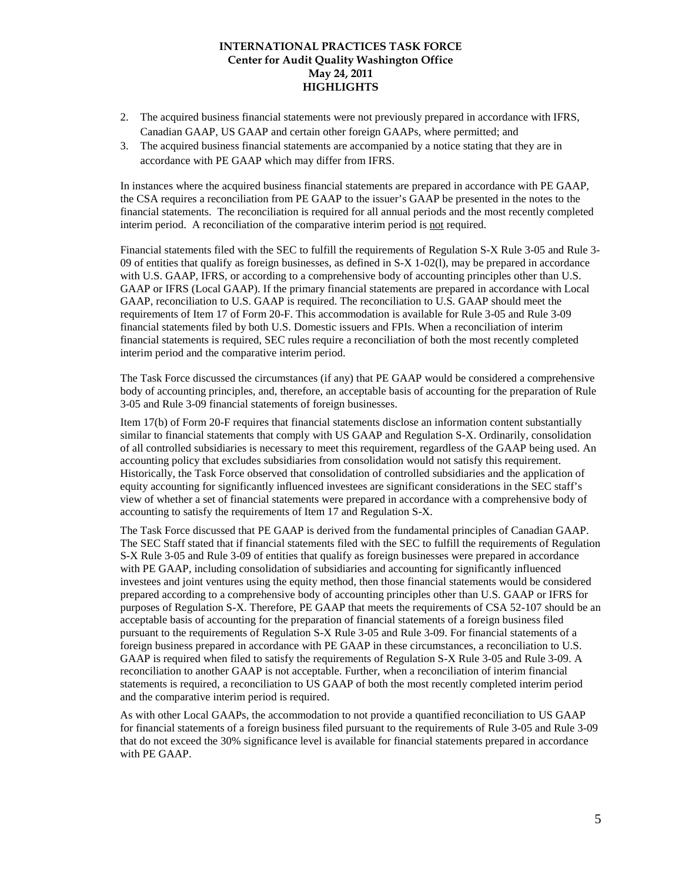2. The acquired business financial statements were not previously prepared in accordance with IFRS, Canadian GAAP, US GAAP and certain other foreign GAAPs, where permitted; and
3. The acquired business financial statements are accompanied by a notice stating that they are in accordance with PE GAAP which may differ from IFRS.

In instances where the acquired business financial statements are prepared in accordance with PE GAAP, the CSA requires a reconciliation from PE GAAP to the issuer's GAAP be presented in the notes to the financial statements. The reconciliation is required for all annual periods and the most recently completed interim period. A reconciliation of the comparative interim period is not required.

Financial statements filed with the SEC to fulfill the requirements of Regulation S-X Rule 3-05 and Rule 3-09 of entities that qualify as foreign businesses, as defined in S-X 1-02(l), may be prepared in accordance with U.S. GAAP, IFRS, or according to a comprehensive body of accounting principles other than U.S. GAAP or IFRS (Local GAAP). If the primary financial statements are prepared in accordance with Local GAAP, reconciliation to U.S. GAAP is required. The reconciliation to U.S. GAAP should meet the requirements of Item 17 of Form 20-F. This accommodation is available for Rule 3-05 and Rule 3-09 financial statements filed by both U.S. Domestic issuers and FPIs. When a reconciliation of interim financial statements is required, SEC rules require a reconciliation of both the most recently completed interim period and the comparative interim period.

The Task Force discussed the circumstances (if any) that PE GAAP would be considered a comprehensive body of accounting principles, and, therefore, an acceptable basis of accounting for the preparation of Rule 3-05 and Rule 3-09 financial statements of foreign businesses.

Item 17(b) of Form 20-F requires that financial statements disclose an information content substantially similar to financial statements that comply with US GAAP and Regulation S-X. Ordinarily, consolidation of all controlled subsidiaries is necessary to meet this requirement, regardless of the GAAP being used. An accounting policy that excludes subsidiaries from consolidation would not satisfy this requirement. Historically, the Task Force observed that consolidation of controlled subsidiaries and the application of equity accounting for significantly influenced investees are significant considerations in the SEC staff's view of whether a set of financial statements were prepared in accordance with a comprehensive body of accounting to satisfy the requirements of Item 17 and Regulation S-X.

The Task Force discussed that PE GAAP is derived from the fundamental principles of Canadian GAAP. The SEC Staff stated that if financial statements filed with the SEC to fulfill the requirements of Regulation S-X Rule 3-05 and Rule 3-09 of entities that qualify as foreign businesses were prepared in accordance with PE GAAP, including consolidation of subsidiaries and accounting for significantly influenced investees and joint ventures using the equity method, then those financial statements would be considered prepared according to a comprehensive body of accounting principles other than U.S. GAAP or IFRS for purposes of Regulation S-X. Therefore, PE GAAP that meets the requirements of CSA 52-107 should be an acceptable basis of accounting for the preparation of financial statements of a foreign business filed pursuant to the requirements of Regulation S-X Rule 3-05 and Rule 3-09. For financial statements of a foreign business prepared in accordance with PE GAAP in these circumstances, a reconciliation to U.S. GAAP is required when filed to satisfy the requirements of Regulation S-X Rule 3-05 and Rule 3-09. A reconciliation to another GAAP is not acceptable. Further, when a reconciliation of interim financial statements is required, a reconciliation to US GAAP of both the most recently completed interim period and the comparative interim period is required.

As with other Local GAAPs, the accommodation to not provide a quantified reconciliation to US GAAP for financial statements of a foreign business filed pursuant to the requirements of Rule 3-05 and Rule 3-09 that do not exceed the 30% significance level is available for financial statements prepared in accordance with PE GAAP.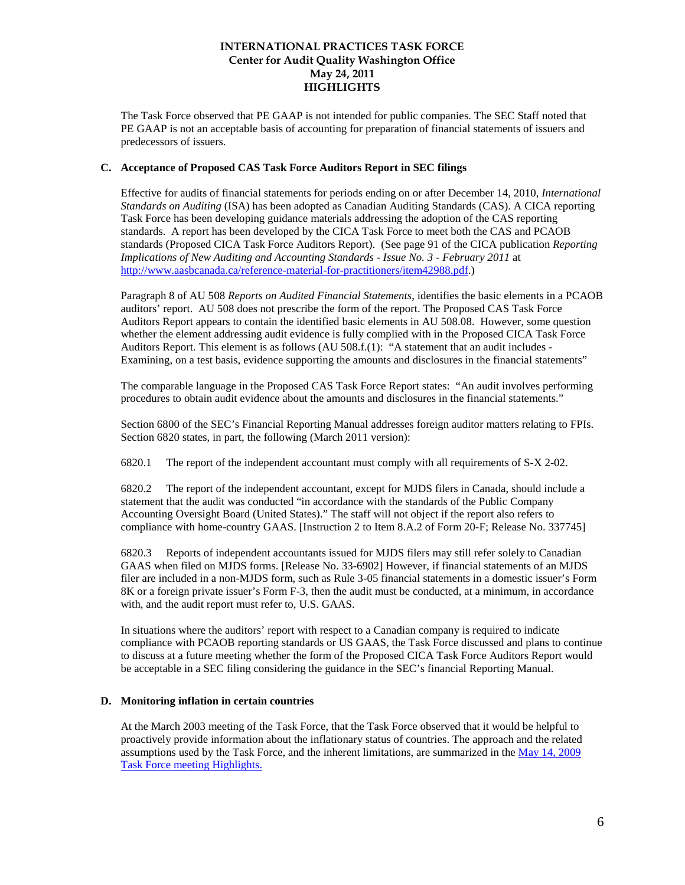The Task Force observed that PE GAAP is not intended for public companies. The SEC Staff noted that PE GAAP is not an acceptable basis of accounting for preparation of financial statements of issuers and predecessors of issuers.

**C. Acceptance of Proposed CAS Task Force Auditors Report in SEC filings**

Effective for audits of financial statements for periods ending on or after December 14, 2010, *International Standards on Auditing* (ISA) has been adopted as Canadian Auditing Standards (CAS). A CICA reporting Task Force has been developing guidance materials addressing the adoption of the CAS reporting standards. A report has been developed by the CICA Task Force to meet both the CAS and PCAOB standards (Proposed CICA Task Force Auditors Report). (See page 91 of the CICA publication *Reporting Implications of New Auditing and Accounting Standards - Issue No. 3 - February 2011* at [http://www.aasbcanada.ca/reference-material-for-practitioners/item42988.pdf](http://www.aasbcanada.ca/reference-material-for-practitioners/item42988.pdf).)

Paragraph 8 of AU 508 *Reports on Audited Financial Statements*, identifies the basic elements in a PCAOB auditors' report. AU 508 does not prescribe the form of the report. The Proposed CAS Task Force Auditors Report appears to contain the identified basic elements in AU 508.08. However, some question whether the element addressing audit evidence is fully complied with in the Proposed CICA Task Force Auditors Report. This element is as follows (AU 508.f.(1): "A statement that an audit includes - Examining, on a test basis, evidence supporting the amounts and disclosures in the financial statements"

The comparable language in the Proposed CAS Task Force Report states: "An audit involves performing procedures to obtain audit evidence about the amounts and disclosures in the financial statements."

Section 6800 of the SEC's Financial Reporting Manual addresses foreign auditor matters relating to FPIs. Section 6820 states, in part, the following (March 2011 version):

6820.1 The report of the independent accountant must comply with all requirements of S-X 2-02.

6820.2 The report of the independent accountant, except for MJDS filers in Canada, should include a statement that the audit was conducted "in accordance with the standards of the Public Company Accounting Oversight Board (United States)." The staff will not object if the report also refers to compliance with home-country GAAS. [Instruction 2 to Item 8.A.2 of Form 20-F; Release No. 337745]

6820.3 Reports of independent accountants issued for MJDS filers may still refer solely to Canadian GAAS when filed on MJDS forms. [Release No. 33-6902] However, if financial statements of an MJDS filer are included in a non-MJDS form, such as Rule 3-05 financial statements in a domestic issuer's Form 8K or a foreign private issuer's Form F-3, then the audit must be conducted, at a minimum, in accordance with, and the audit report must refer to, U.S. GAAS.

In situations where the auditors' report with respect to a Canadian company is required to indicate compliance with PCAOB reporting standards or US GAAS, the Task Force discussed and plans to continue to discuss at a future meeting whether the form of the Proposed CICA Task Force Auditors Report would be acceptable in a SEC filing considering the guidance in the SEC's financial Reporting Manual.

**D. Monitoring inflation in certain countries**

At the March 2003 meeting of the Task Force, that the Task Force observed that it would be helpful to proactively provide information about the inflationary status of countries. The approach and the related assumptions used by the Task Force, and the inherent limitations, are summarized in the [May 14, 2009 Task Force meeting Highlights.](#)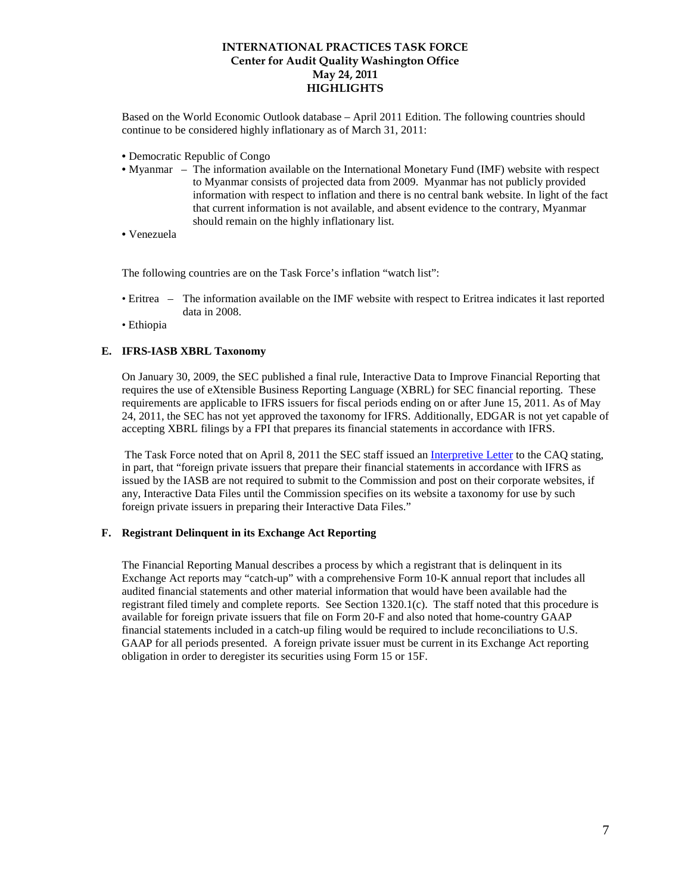Based on the World Economic Outlook database – April 2011 Edition. The following countries should continue to be considered highly inflationary as of March 31, 2011:

- Democratic Republic of Congo
- Myanmar – The information available on the International Monetary Fund (IMF) website with respect to Myanmar consists of projected data from 2009. Myanmar has not publicly provided information with respect to inflation and there is no central bank website. In light of the fact that current information is not available, and absent evidence to the contrary, Myanmar should remain on the highly inflationary list.
- Venezuela

The following countries are on the Task Force's inflation "watch list":

- Eritrea – The information available on the IMF website with respect to Eritrea indicates it last reported data in 2008.
- Ethiopia

### E. IFRS-IASB XBRL Taxonomy

On January 30, 2009, the SEC published a final rule, Interactive Data to Improve Financial Reporting that requires the use of eXtensible Business Reporting Language (XBRL) for SEC financial reporting. These requirements are applicable to IFRS issuers for fiscal periods ending on or after June 15, 2011. As of May 24, 2011, the SEC has not yet approved the taxonomy for IFRS. Additionally, EDGAR is not yet capable of accepting XBRL filings by a FPI that prepares its financial statements in accordance with IFRS.

The Task Force noted that on April 8, 2011 the SEC staff issued an Interpretive Letter to the CAQ stating, in part, that "foreign private issuers that prepare their financial statements in accordance with IFRS as issued by the IASB are not required to submit to the Commission and post on their corporate websites, if any, Interactive Data Files until the Commission specifies on its website a taxonomy for use by such foreign private issuers in preparing their Interactive Data Files."

### F. Registrant Delinquent in its Exchange Act Reporting

The Financial Reporting Manual describes a process by which a registrant that is delinquent in its Exchange Act reports may "catch-up" with a comprehensive Form 10-K annual report that includes all audited financial statements and other material information that would have been available had the registrant filed timely and complete reports. See Section 1320.1(c). The staff noted that this procedure is available for foreign private issuers that file on Form 20-F and also noted that home-country GAAP financial statements included in a catch-up filing would be required to include reconciliations to U.S. GAAP for all periods presented. A foreign private issuer must be current in its Exchange Act reporting obligation in order to deregister its securities using Form 15 or 15F.